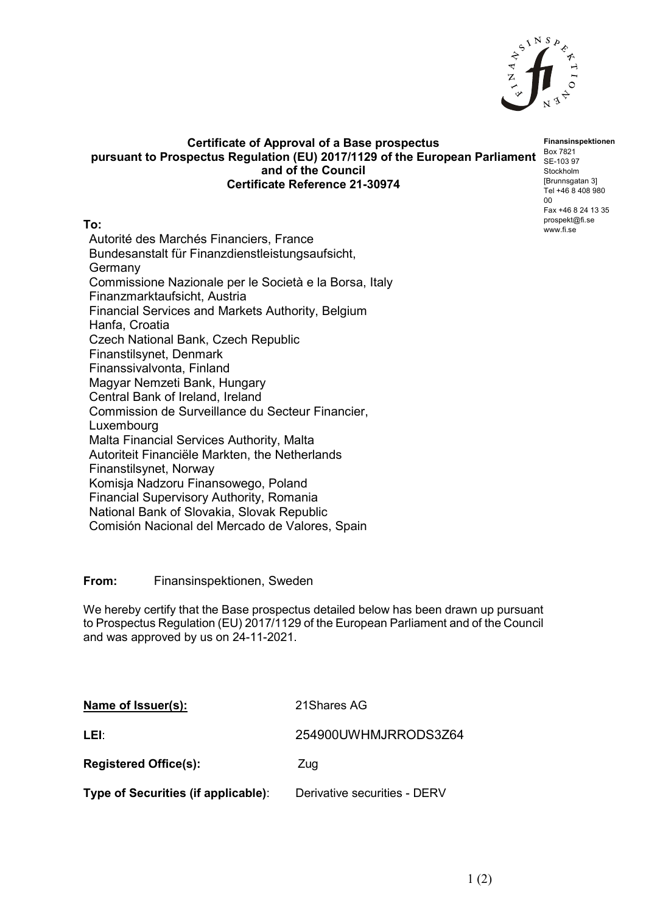**Finansinspektionen**
Box 7821
SE-103 97
Stockholm
[Brunnsgatan 3]
Tel +46 8 408 980 00
Fax +46 8 24 13 35
prospekt@fi.se
www.fi.se

# Certificate of Approval of a Base prospectus pursuant to Prospectus Regulation (EU) 2017/1129 of the European Parliament and of the Council

## Certificate Reference 21-30974

**To:**

Autorité des Marchés Financiers, France
Bundesanstalt für Finanzdienstleistungsaufsicht, Germany
Commissione Nazionale per le Società e la Borsa, Italy
Finanzmarktaufsicht, Austria
Financial Services and Markets Authority, Belgium
Hanfa, Croatia
Czech National Bank, Czech Republic
Finanstilsynet, Denmark
Finanssivalvonta, Finland
Magyar Nemzeti Bank, Hungary
Central Bank of Ireland, Ireland
Commission de Surveillance du Secteur Financier, Luxembourg
Malta Financial Services Authority, Malta
Autoriteit Financiële Markten, the Netherlands
Finanstilsynet, Norway
Komisja Nadzoru Finansowego, Poland
Financial Supervisory Authority, Romania
National Bank of Slovakia, Slovak Republic
Comisión Nacional del Mercado de Valores, Spain

**From:** Finansinspektionen, Sweden

We hereby certify that the Base prospectus detailed below has been drawn up pursuant to Prospectus Regulation (EU) 2017/1129 of the European Parliament and of the Council and was approved by us on 24-11-2021.

| | |
|---|---|
| **Name of Issuer(s):** | 21Shares AG |
| **LEI**: | 254900UWHMJRRODS3Z64 |
| **Registered Office(s):** | Zug |
| **Type of Securities (if applicable)**: | Derivative securities - DERV |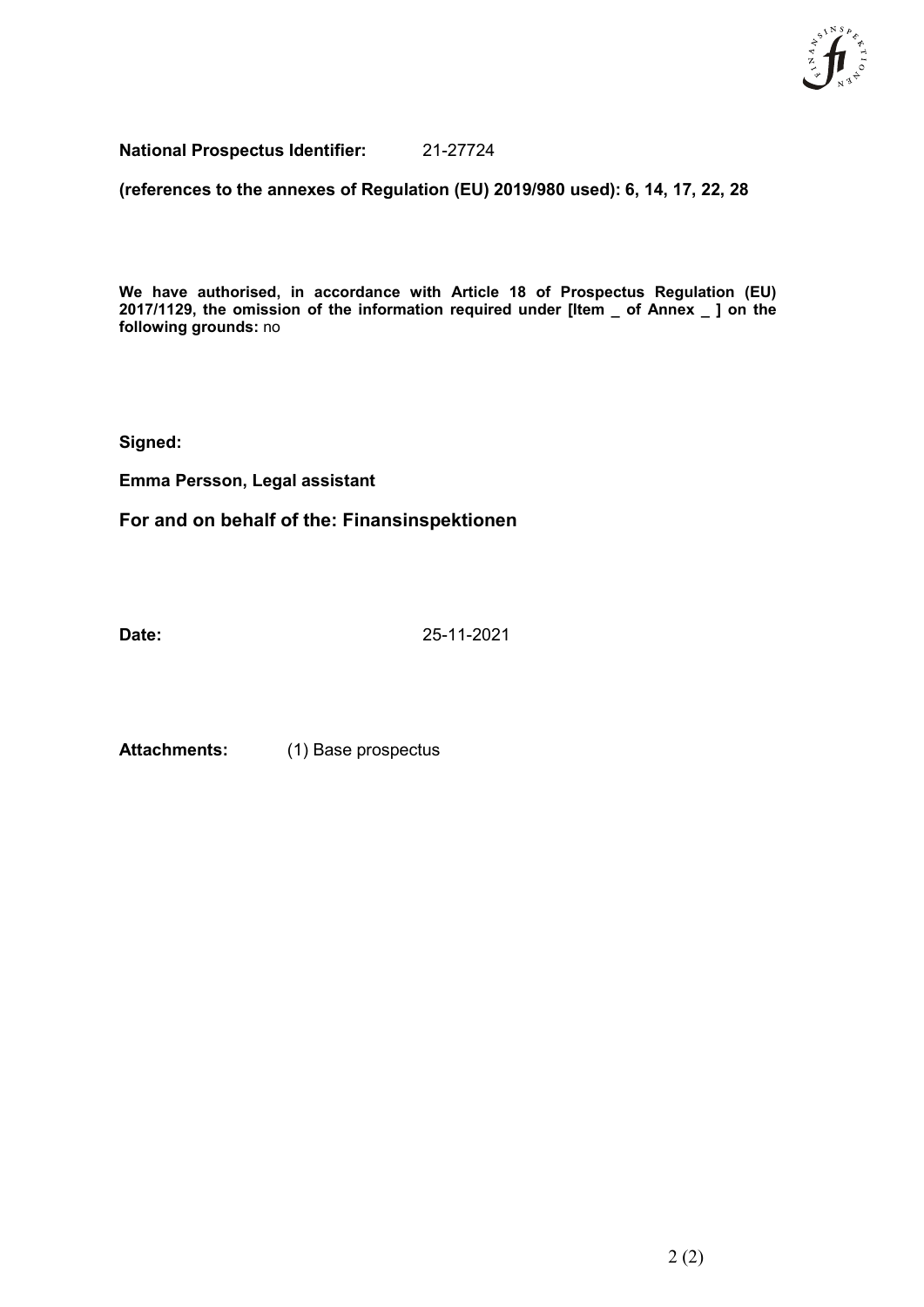**National Prospectus Identifier:** 21-27724

**(references to the annexes of Regulation (EU) 2019/980 used): 6, 14, 17, 22, 28**

**We have authorised, in accordance with Article 18 of Prospectus Regulation (EU) 2017/1129, the omission of the information required under [Item _ of Annex _ ] on the following grounds:** no

**Signed:**

**Emma Persson, Legal assistant**

**For and on behalf of the: Finansinspektionen**

**Date:** 25-11-2021

**Attachments:** (1) Base prospectus